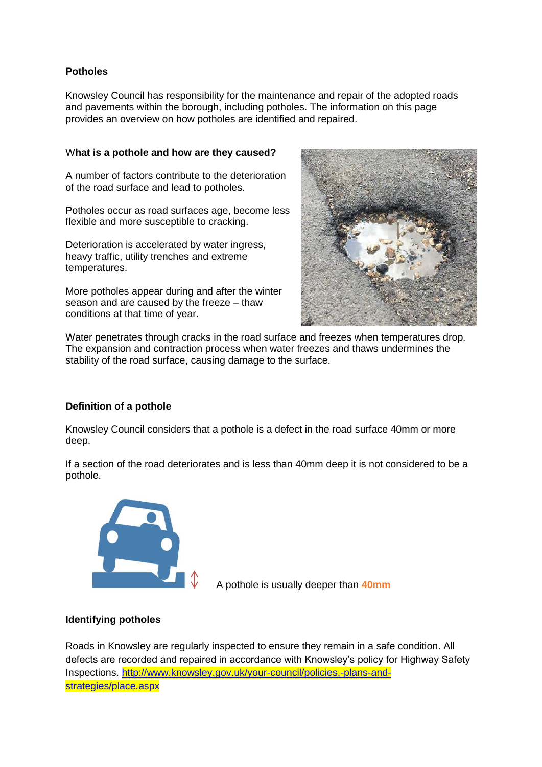## Potholes

Knowsley Council has responsibility for the maintenance and repair of the adopted roads and pavements within the borough, including potholes. The information on this page provides an overview on how potholes are identified and repaired.

### What is a pothole and how are they caused?

A number of factors contribute to the deterioration of the road surface and lead to potholes.

Potholes occur as road surfaces age, become less flexible and more susceptible to cracking.

Deterioration is accelerated by water ingress, heavy traffic, utility trenches and extreme temperatures.

More potholes appear during and after the winter season and are caused by the freeze – thaw conditions at that time of year.

Water penetrates through cracks in the road surface and freezes when temperatures drop. The expansion and contraction process when water freezes and thaws undermines the stability of the road surface, causing damage to the surface.

### Definition of a pothole

Knowsley Council considers that a pothole is a defect in the road surface 40mm or more deep.

If a section of the road deteriorates and is less than 40mm deep it is not considered to be a pothole.

A pothole is usually deeper than **40mm**

### Identifying potholes

Roads in Knowsley are regularly inspected to ensure they remain in a safe condition. All defects are recorded and repaired in accordance with Knowsley's policy for Highway Safety Inspections. http://www.knowsley.gov.uk/your-council/policies,-plans-and-strategies/place.aspx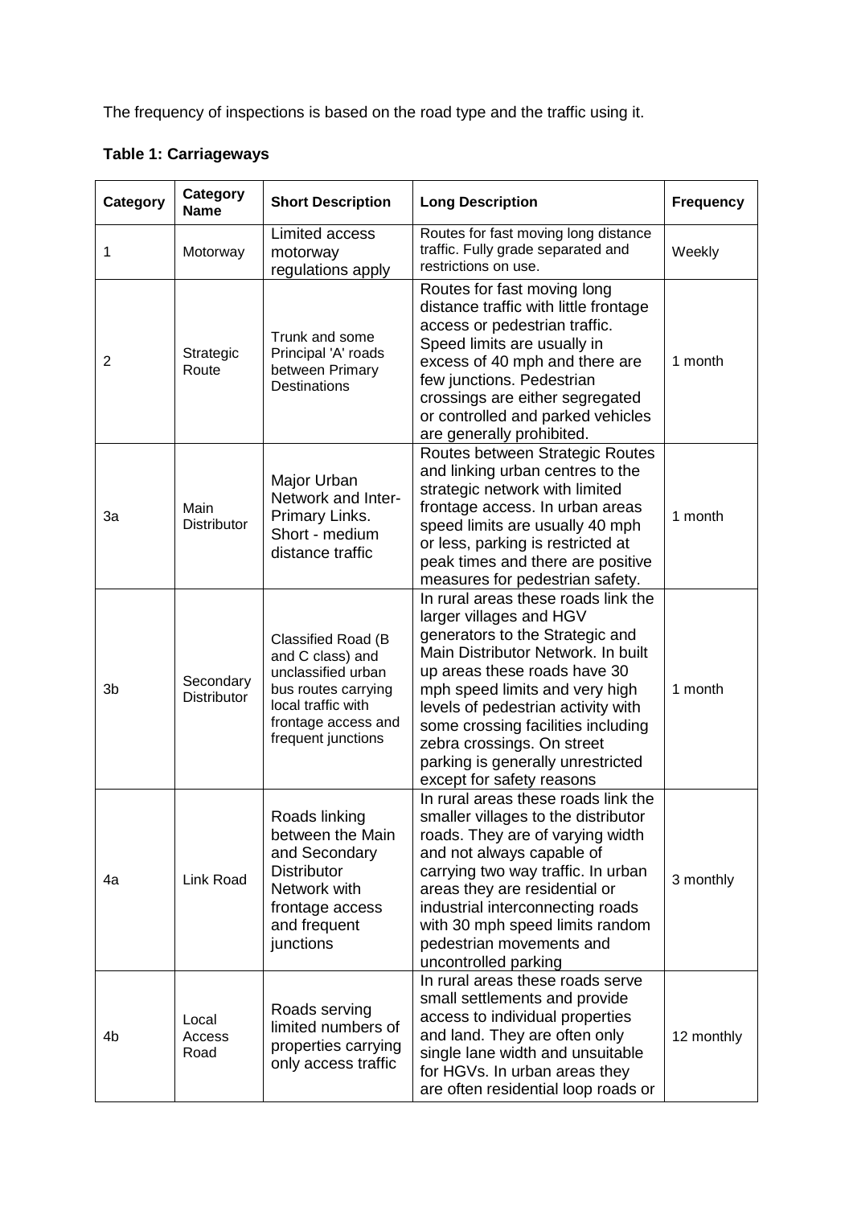The frequency of inspections is based on the road type and the traffic using it.

**Table 1: Carriageways**

| Category | Category Name | Short Description | Long Description | Frequency |
|---|---|---|---|---|
| 1 | Motorway | Limited access motorway regulations apply | Routes for fast moving long distance traffic. Fully grade separated and restrictions on use. | Weekly |
| 2 | Strategic Route | Trunk and some Principal 'A' roads between Primary Destinations | Routes for fast moving long distance traffic with little frontage access or pedestrian traffic. Speed limits are usually in excess of 40 mph and there are few junctions. Pedestrian crossings are either segregated or controlled and parked vehicles are generally prohibited. | 1 month |
| 3a | Main Distributor | Major Urban Network and Inter-Primary Links. Short - medium distance traffic | Routes between Strategic Routes and linking urban centres to the strategic network with limited frontage access. In urban areas speed limits are usually 40 mph or less, parking is restricted at peak times and there are positive measures for pedestrian safety. | 1 month |
| 3b | Secondary Distributor | Classified Road (B and C class) and unclassified urban bus routes carrying local traffic with frontage access and frequent junctions | In rural areas these roads link the larger villages and HGV generators to the Strategic and Main Distributor Network. In built up areas these roads have 30 mph speed limits and very high levels of pedestrian activity with some crossing facilities including zebra crossings. On street parking is generally unrestricted except for safety reasons | 1 month |
| 4a | Link Road | Roads linking between the Main and Secondary Distributor Network with frontage access and frequent junctions | In rural areas these roads link the smaller villages to the distributor roads. They are of varying width and not always capable of carrying two way traffic. In urban areas they are residential or industrial interconnecting roads with 30 mph speed limits random pedestrian movements and uncontrolled parking | 3 monthly |
| 4b | Local Access Road | Roads serving limited numbers of properties carrying only access traffic | In rural areas these roads serve small settlements and provide access to individual properties and land. They are often only single lane width and unsuitable for HGVs. In urban areas they are often residential loop roads or | 12 monthly |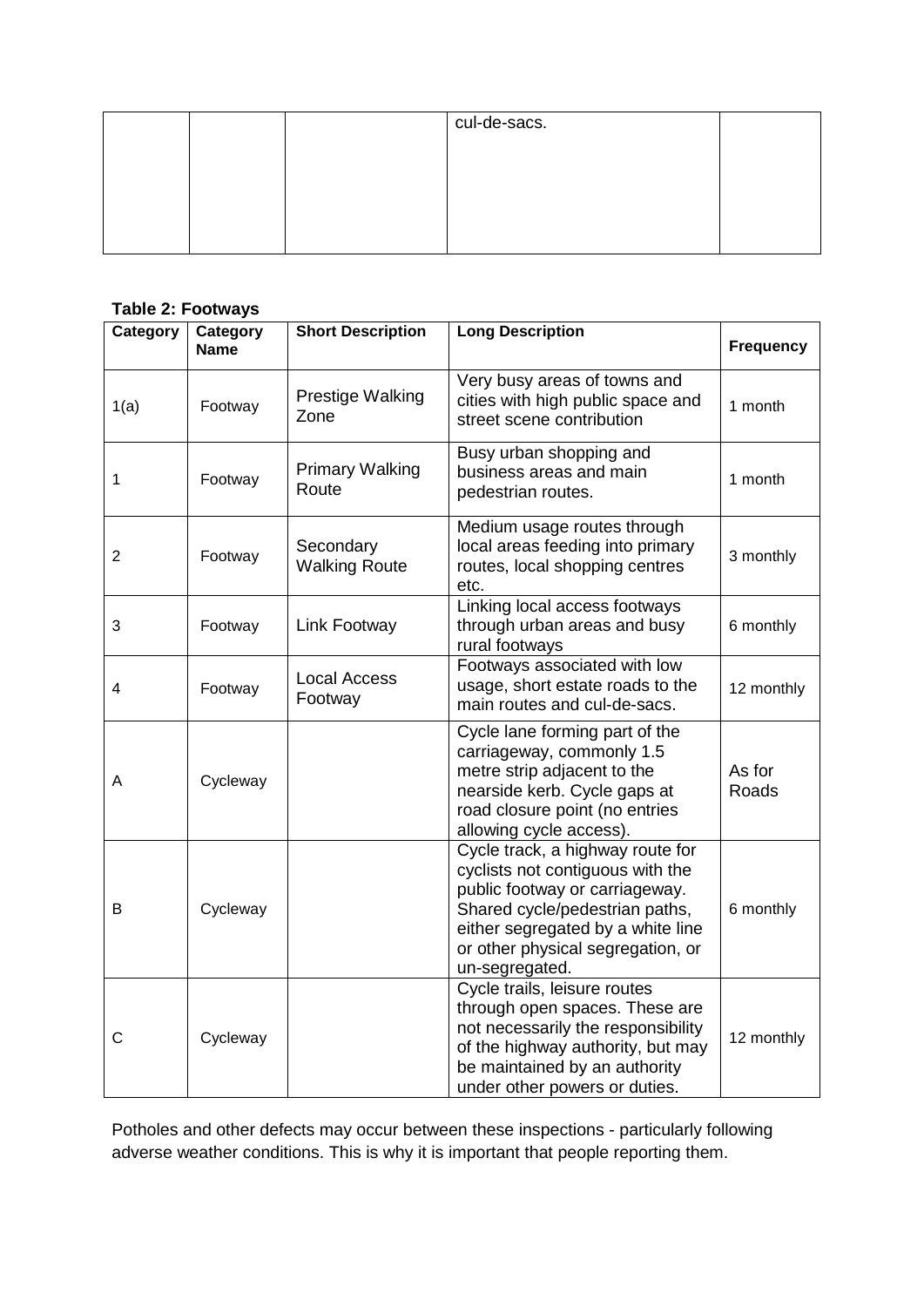|  |  |  | cul-de-sacs. |  |
|---|---|---|---|---|

**Table 2: Footways**

| Category | Category Name | Short Description | Long Description | Frequency |
|---|---|---|---|---|
| 1(a) | Footway | Prestige Walking Zone | Very busy areas of towns and cities with high public space and street scene contribution | 1 month |
| 1 | Footway | Primary Walking Route | Busy urban shopping and business areas and main pedestrian routes. | 1 month |
| 2 | Footway | Secondary Walking Route | Medium usage routes through local areas feeding into primary routes, local shopping centres etc. | 3 monthly |
| 3 | Footway | Link Footway | Linking local access footways through urban areas and busy rural footways | 6 monthly |
| 4 | Footway | Local Access Footway | Footways associated with low usage, short estate roads to the main routes and cul-de-sacs. | 12 monthly |
| A | Cycleway |  | Cycle lane forming part of the carriageway, commonly 1.5 metre strip adjacent to the nearside kerb. Cycle gaps at road closure point (no entries allowing cycle access). | As for Roads |
| B | Cycleway |  | Cycle track, a highway route for cyclists not contiguous with the public footway or carriageway. Shared cycle/pedestrian paths, either segregated by a white line or other physical segregation, or un-segregated. | 6 monthly |
| C | Cycleway |  | Cycle trails, leisure routes through open spaces. These are not necessarily the responsibility of the highway authority, but may be maintained by an authority under other powers or duties. | 12 monthly |

Potholes and other defects may occur between these inspections - particularly following adverse weather conditions. This is why it is important that people reporting them.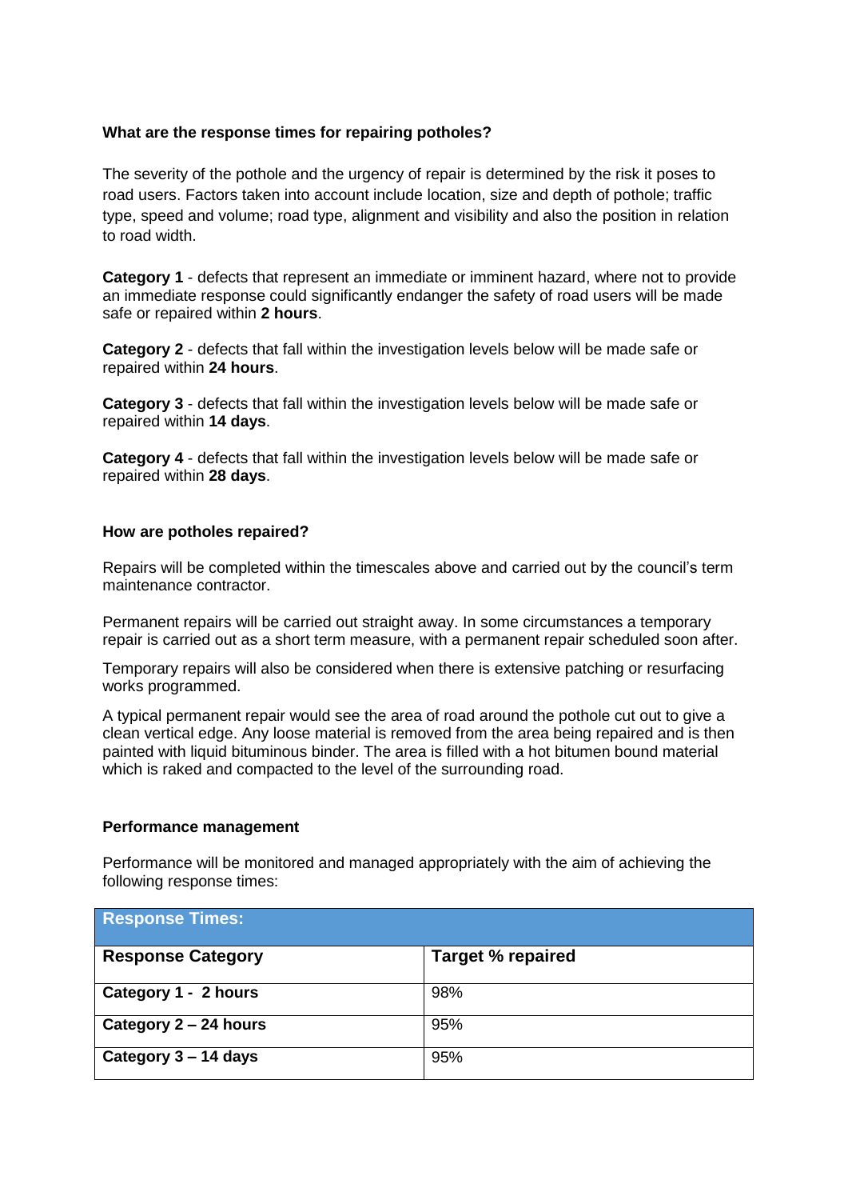**What are the response times for repairing potholes?**

The severity of the pothole and the urgency of repair is determined by the risk it poses to road users. Factors taken into account include location, size and depth of pothole; traffic type, speed and volume; road type, alignment and visibility and also the position in relation to road width.

**Category 1** - defects that represent an immediate or imminent hazard, where not to provide an immediate response could significantly endanger the safety of road users will be made safe or repaired within **2 hours**.

**Category 2** - defects that fall within the investigation levels below will be made safe or repaired within **24 hours**.

**Category 3** - defects that fall within the investigation levels below will be made safe or repaired within **14 days**.

**Category 4** - defects that fall within the investigation levels below will be made safe or repaired within **28 days**.

**How are potholes repaired?**

Repairs will be completed within the timescales above and carried out by the council's term maintenance contractor.

Permanent repairs will be carried out straight away. In some circumstances a temporary repair is carried out as a short term measure, with a permanent repair scheduled soon after.

Temporary repairs will also be considered when there is extensive patching or resurfacing works programmed.

A typical permanent repair would see the area of road around the pothole cut out to give a clean vertical edge. Any loose material is removed from the area being repaired and is then painted with liquid bituminous binder. The area is filled with a hot bitumen bound material which is raked and compacted to the level of the surrounding road.

**Performance management**

Performance will be monitored and managed appropriately with the aim of achieving the following response times:

| Response Times: | |
|---|---|
| **Response Category** | **Target % repaired** |
| **Category 1 - 2 hours** | 98% |
| **Category 2 – 24 hours** | 95% |
| **Category 3 – 14 days** | 95% |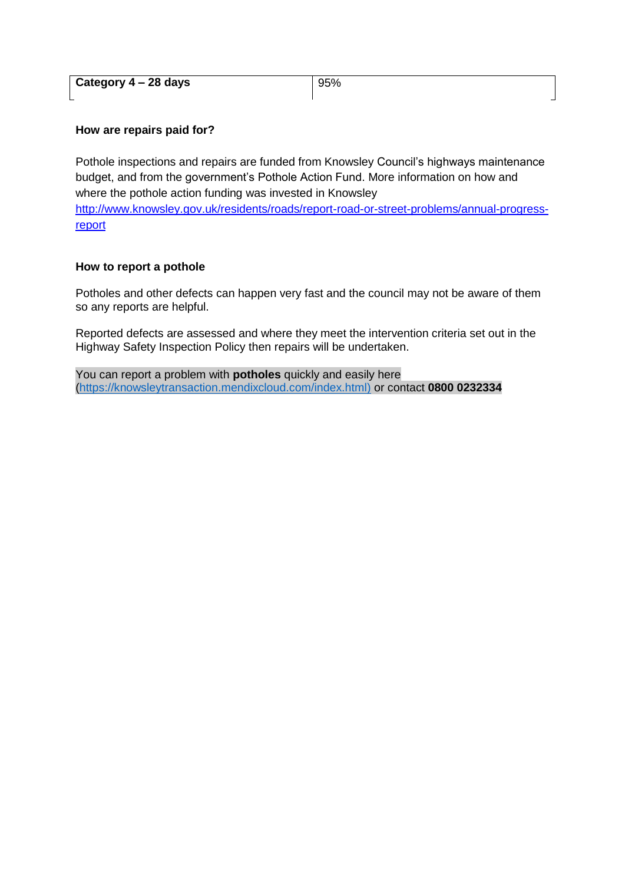| | |
|---|---|
| **Category 4 – 28 days** | 95% |

**How are repairs paid for?**

Pothole inspections and repairs are funded from Knowsley Council's highways maintenance budget, and from the government's Pothole Action Fund. More information on how and where the pothole action funding was invested in Knowsley http://www.knowsley.gov.uk/residents/roads/report-road-or-street-problems/annual-progress-report

**How to report a pothole**

Potholes and other defects can happen very fast and the council may not be aware of them so any reports are helpful.

Reported defects are assessed and where they meet the intervention criteria set out in the Highway Safety Inspection Policy then repairs will be undertaken.

You can report a problem with **potholes** quickly and easily here (https://knowsleytransaction.mendixcloud.com/index.html) or contact **0800 0232334**